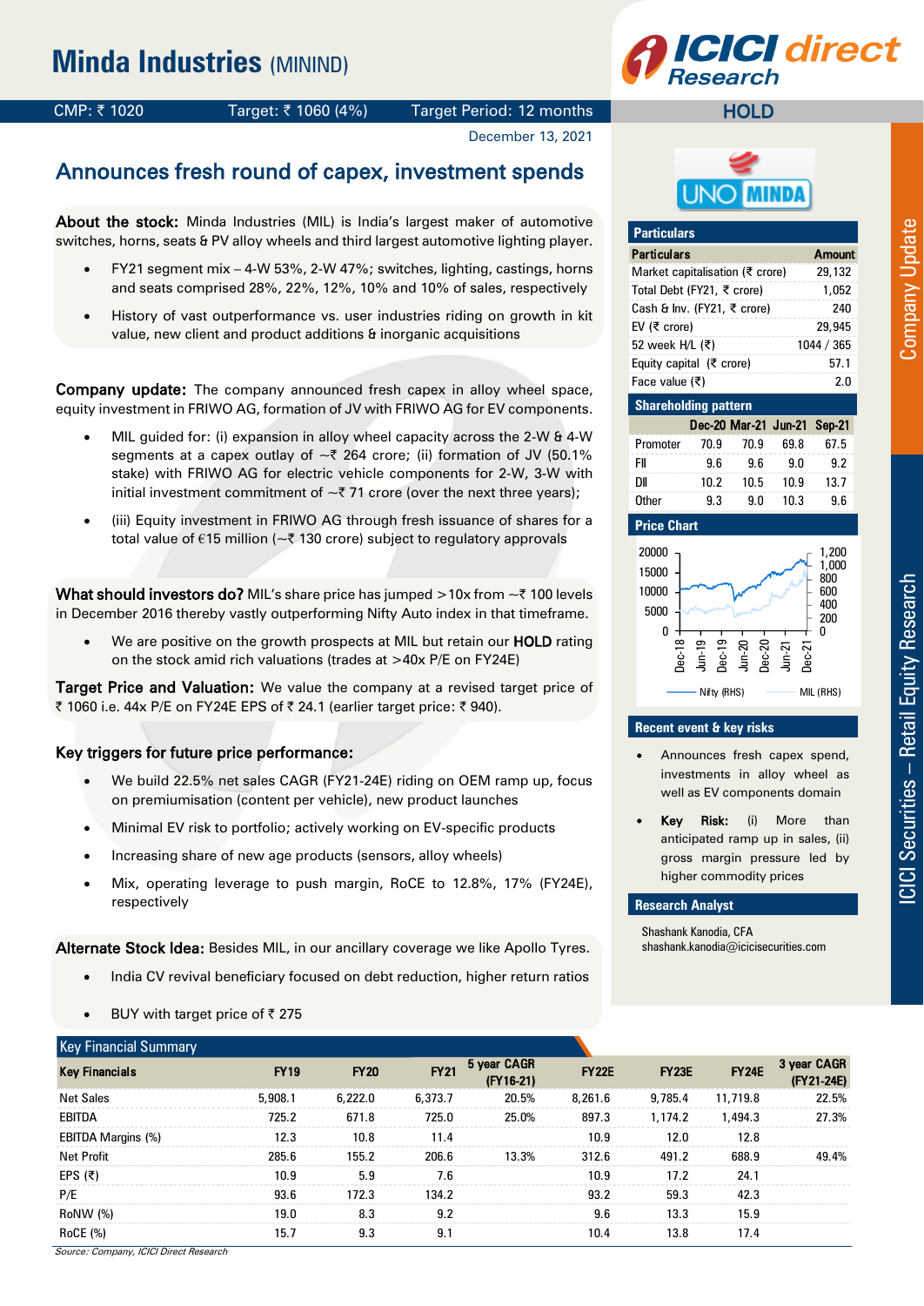# Minda Industries (MININD)

CMP: ₹ 1020 | Target: ₹ 1060 (4%) | Target Period: 12 months

**HOLD**

December 13, 2021

## Announces fresh round of capex, investment spends

**About the stock:** Minda Industries (MIL) is India's largest maker of automotive switches, horns, seats & PV alloy wheels and third largest automotive lighting player.

- FY21 segment mix – 4-W 53%, 2-W 47%; switches, lighting, castings, horns and seats comprised 28%, 22%, 12%, 10% and 10% of sales, respectively
- History of vast outperformance vs. user industries riding on growth in kit value, new client and product additions & inorganic acquisitions

**Company update:** The company announced fresh capex in alloy wheel space, equity investment in FRIWO AG, formation of JV with FRIWO AG for EV components.

- MIL guided for: (i) expansion in alloy wheel capacity across the 2-W & 4-W segments at a capex outlay of ~₹ 264 crore; (ii) formation of JV (50.1% stake) with FRIWO AG for electric vehicle components for 2-W, 3-W with initial investment commitment of ~₹ 71 crore (over the next three years);
- (iii) Equity investment in FRIWO AG through fresh issuance of shares for a total value of €15 million (~₹ 130 crore) subject to regulatory approvals

**What should investors do?** MIL's share price has jumped >10x from ~₹ 100 levels in December 2016 thereby vastly outperforming Nifty Auto index in that timeframe.

- We are positive on the growth prospects at MIL but retain our **HOLD** rating on the stock amid rich valuations (trades at >40x P/E on FY24E)

**Target Price and Valuation:** We value the company at a revised target price of ₹ 1060 i.e. 44x P/E on FY24E EPS of ₹ 24.1 (earlier target price: ₹ 940).

**Key triggers for future price performance:**

- We build 22.5% net sales CAGR (FY21-24E) riding on OEM ramp up, focus on premiumisation (content per vehicle), new product launches
- Minimal EV risk to portfolio; actively working on EV-specific products
- Increasing share of new age products (sensors, alloy wheels)
- Mix, operating leverage to push margin, RoCE to 12.8%, 17% (FY24E), respectively

**Alternate Stock Idea:** Besides MIL, in our ancillary coverage we like Apollo Tyres.

- India CV revival beneficiary focused on debt reduction, higher return ratios
- BUY with target price of ₹ 275

### Particulars

| Particulars | Amount |
|---|---|
| Market capitalisation (₹ crore) | 29,132 |
| Total Debt (FY21, ₹ crore) | 1,052 |
| Cash & Inv. (FY21, ₹ crore) | 240 |
| EV (₹ crore) | 29,945 |
| 52 week H/L (₹) | 1044 / 365 |
| Equity capital (₹ crore) | 57.1 |
| Face value (₹) | 2.0 |

### Shareholding pattern

| | Dec-20 | Mar-21 | Jun-21 | Sep-21 |
|---|---|---|---|---|
| Promoter | 70.9 | 70.9 | 69.8 | 67.5 |
| FII | 9.6 | 9.6 | 9.0 | 9.2 |
| DII | 10.2 | 10.5 | 10.9 | 13.7 |
| Other | 9.3 | 9.0 | 10.3 | 9.6 |

### Price Chart

Nifty (RHS) — MIL (RHS)

### Recent event & key risks

- Announces fresh capex spend, investments in alloy wheel as well as EV components domain
- **Key Risk:** (i) More than anticipated ramp up in sales, (ii) gross margin pressure led by higher commodity prices

### Research Analyst

Shashank Kanodia, CFA
shashank.kanodia@icicisecurities.com

### Key Financial Summary

| Key Financials | FY19 | FY20 | FY21 | 5 year CAGR (FY16-21) | FY22E | FY23E | FY24E | 3 year CAGR (FY21-24E) |
|---|---|---|---|---|---|---|---|---|
| Net Sales | 5,908.1 | 6,222.0 | 6,373.7 | 20.5% | 8,261.6 | 9,785.4 | 11,719.8 | 22.5% |
| EBITDA | 725.2 | 671.8 | 725.0 | 25.0% | 897.3 | 1,174.2 | 1,494.3 | 27.3% |
| EBITDA Margins (%) | 12.3 | 10.8 | 11.4 | | 10.9 | 12.0 | 12.8 | |
| Net Profit | 285.6 | 155.2 | 206.6 | 13.3% | 312.6 | 491.2 | 688.9 | 49.4% |
| EPS (₹) | 10.9 | 5.9 | 7.6 | | 10.9 | 17.2 | 24.1 | |
| P/E | 93.6 | 172.3 | 134.2 | | 93.2 | 59.3 | 42.3 | |
| RoNW (%) | 19.0 | 8.3 | 9.2 | | 9.6 | 13.3 | 15.9 | |
| RoCE (%) | 15.7 | 9.3 | 9.1 | | 10.4 | 13.8 | 17.4 | |

*Source: Company, ICICI Direct Research*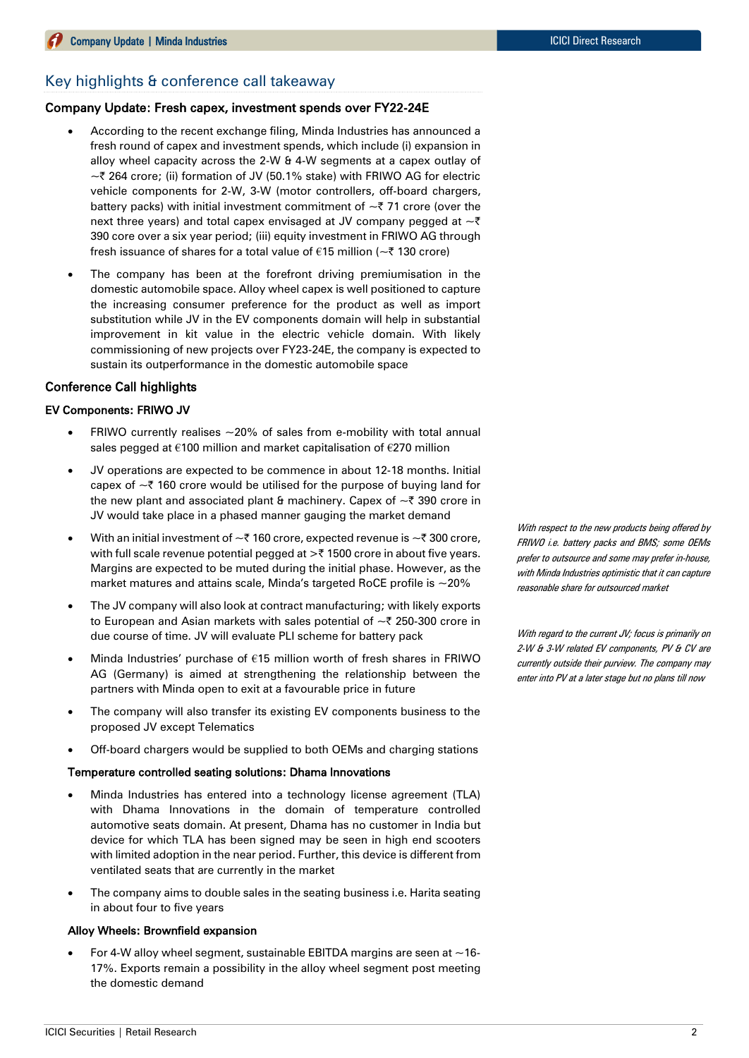## Key highlights & conference call takeaway

### Company Update: Fresh capex, investment spends over FY22-24E

- According to the recent exchange filing, Minda Industries has announced a fresh round of capex and investment spends, which include (i) expansion in alloy wheel capacity across the 2-W & 4-W segments at a capex outlay of ~₹ 264 crore; (ii) formation of JV (50.1% stake) with FRIWO AG for electric vehicle components for 2-W, 3-W (motor controllers, off-board chargers, battery packs) with initial investment commitment of ~₹ 71 crore (over the next three years) and total capex envisaged at JV company pegged at ~₹ 390 core over a six year period; (iii) equity investment in FRIWO AG through fresh issuance of shares for a total value of €15 million (~₹ 130 crore)
- The company has been at the forefront driving premiumisation in the domestic automobile space. Alloy wheel capex is well positioned to capture the increasing consumer preference for the product as well as import substitution while JV in the EV components domain will help in substantial improvement in kit value in the electric vehicle domain. With likely commissioning of new projects over FY23-24E, the company is expected to sustain its outperformance in the domestic automobile space

### Conference Call highlights

#### EV Components: FRIWO JV

- FRIWO currently realises ~20% of sales from e-mobility with total annual sales pegged at €100 million and market capitalisation of €270 million
- JV operations are expected to be commence in about 12-18 months. Initial capex of ~₹ 160 crore would be utilised for the purpose of buying land for the new plant and associated plant & machinery. Capex of ~₹ 390 crore in JV would take place in a phased manner gauging the market demand
- With an initial investment of ~₹ 160 crore, expected revenue is ~₹ 300 crore, with full scale revenue potential pegged at >₹ 1500 crore in about five years. Margins are expected to be muted during the initial phase. However, as the market matures and attains scale, Minda's targeted RoCE profile is ~20%
- The JV company will also look at contract manufacturing; with likely exports to European and Asian markets with sales potential of ~₹ 250-300 crore in due course of time. JV will evaluate PLI scheme for battery pack
- Minda Industries' purchase of €15 million worth of fresh shares in FRIWO AG (Germany) is aimed at strengthening the relationship between the partners with Minda open to exit at a favourable price in future
- The company will also transfer its existing EV components business to the proposed JV except Telematics
- Off-board chargers would be supplied to both OEMs and charging stations

*With respect to the new products being offered by FRIWO i.e. battery packs and BMS; some OEMs prefer to outsource and some may prefer in-house, with Minda Industries optimistic that it can capture reasonable share for outsourced market*

*With regard to the current JV; focus is primarily on 2-W & 3-W related EV components, PV & CV are currently outside their purview. The company may enter into PV at a later stage but no plans till now*

#### Temperature controlled seating solutions: Dhama Innovations

- Minda Industries has entered into a technology license agreement (TLA) with Dhama Innovations in the domain of temperature controlled automotive seats domain. At present, Dhama has no customer in India but device for which TLA has been signed may be seen in high end scooters with limited adoption in the near period. Further, this device is different from ventilated seats that are currently in the market
- The company aims to double sales in the seating business i.e. Harita seating in about four to five years

#### Alloy Wheels: Brownfield expansion

- For 4-W alloy wheel segment, sustainable EBITDA margins are seen at ~16-17%. Exports remain a possibility in the alloy wheel segment post meeting the domestic demand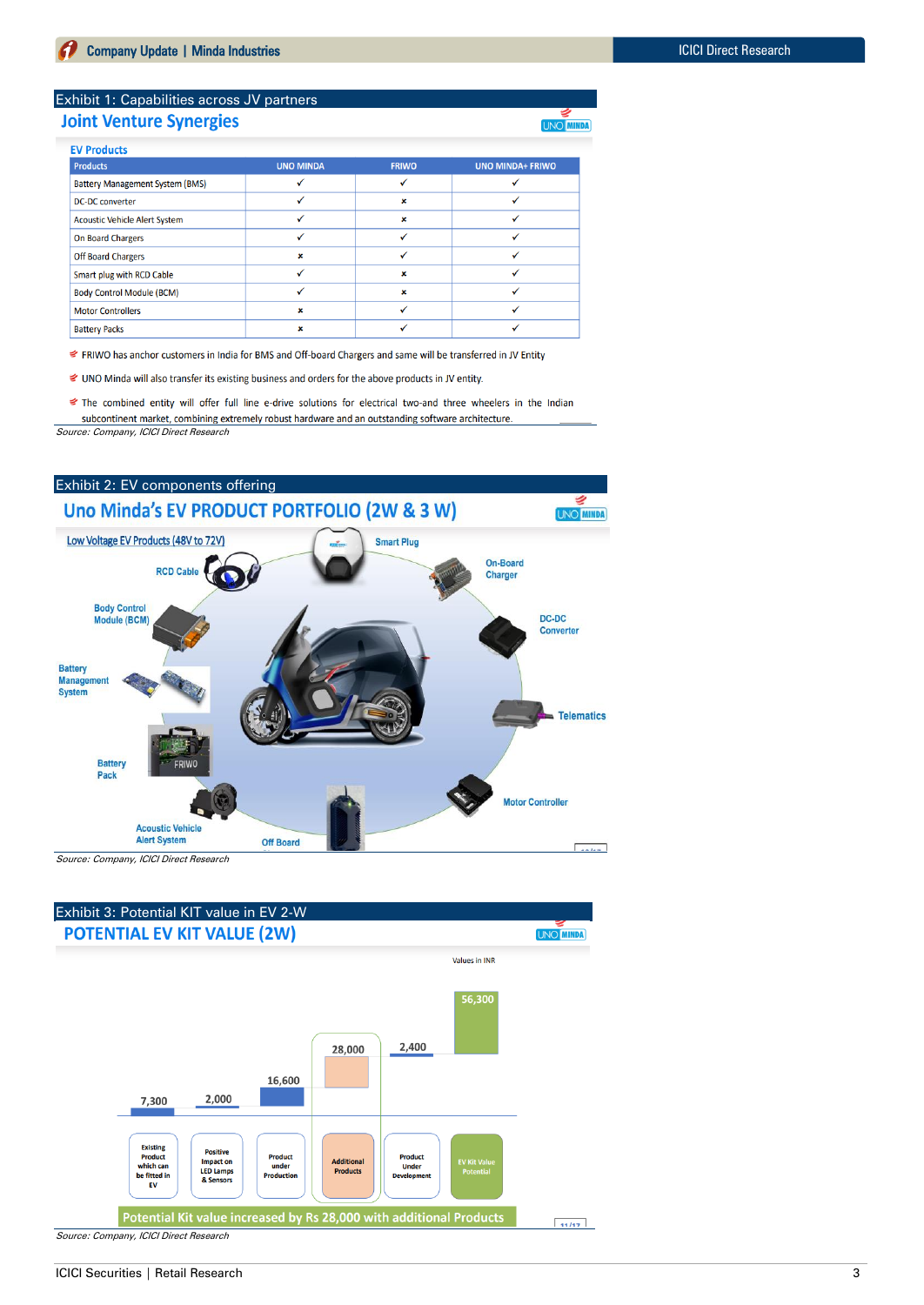### Exhibit 1: Capabilities across JV partners

## Joint Venture Synergies

**EV Products**

| Products | UNO MINDA | FRIWO | UNO MINDA+ FRIWO |
|---|---|---|---|
| Battery Management System (BMS) | ✓ | ✓ | ✓ |
| DC-DC converter | ✓ | × | ✓ |
| Acoustic Vehicle Alert System | ✓ | × | ✓ |
| On Board Chargers | ✓ | ✓ | ✓ |
| Off Board Chargers | × | ✓ | ✓ |
| Smart plug with RCD Cable | ✓ | × | ✓ |
| Body Control Module (BCM) | ✓ | × | ✓ |
| Motor Controllers | × | ✓ | ✓ |
| Battery Packs | × | ✓ | ✓ |

- FRIWO has anchor customers in India for BMS and Off-board Chargers and same will be transferred in JV Entity
- UNO Minda will also transfer its existing business and orders for the above products in JV entity.
- The combined entity will offer full line e-drive solutions for electrical two-and three wheelers in the Indian subcontinent market, combining extremely robust hardware and an outstanding software architecture.

*Source: Company, ICICI Direct Research*

### Exhibit 2: EV components offering

## Uno Minda's EV PRODUCT PORTFOLIO (2W & 3 W)

Low Voltage EV Products (48V to 72V)

- RCD Cable
- Smart Plug
- On-Board Charger
- DC-DC Converter
- Telematics
- Motor Controller
- Off Board
- Acoustic Vehicle Alert System
- Battery Pack
- Battery Management System
- Body Control Module (BCM)

*Source: Company, ICICI Direct Research*

### Exhibit 3: Potential KIT value in EV 2-W

## POTENTIAL EV KIT VALUE (2W)

Values in INR

| Category | Value |
|---|---|
| Existing Product which can be fitted in EV | 7,300 |
| Positive Impact on LED Lamps & Sensors | 2,000 |
| Product under Production | 16,600 |
| Additional Products | 28,000 |
| Product Under Development | 2,400 |
| EV Kit Value Potential | 56,300 |

Potential Kit value increased by Rs 28,000 with additional Products

*Source: Company, ICICI Direct Research*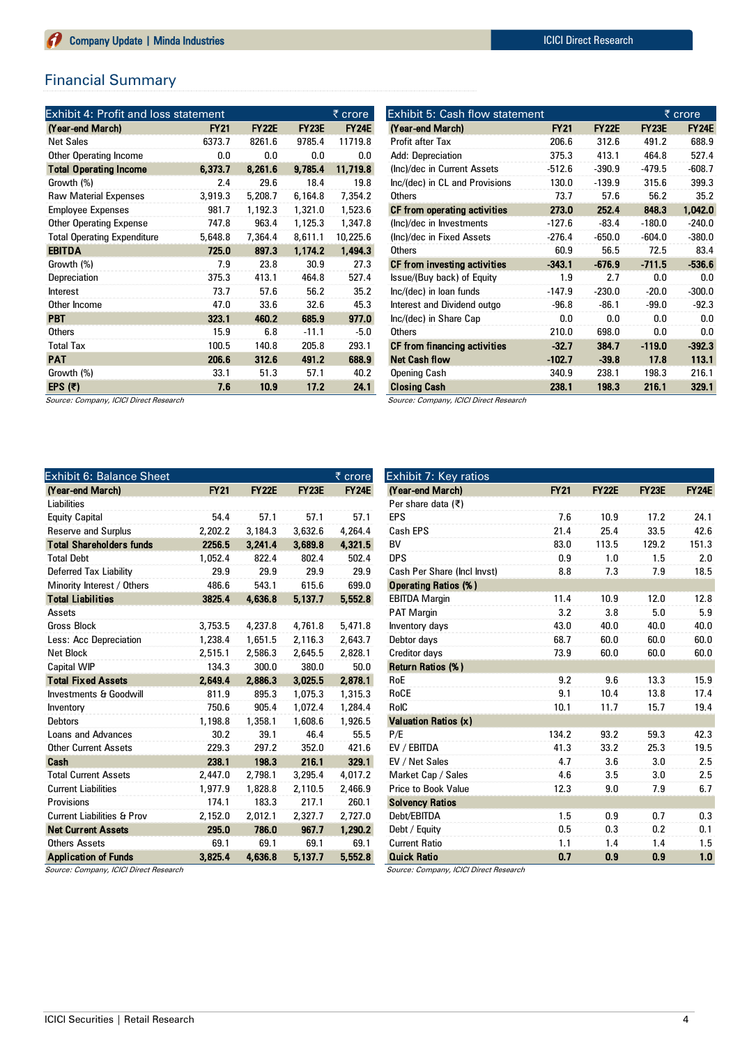# Financial Summary

**Exhibit 4: Profit and loss statement** (₹ crore)

| (Year-end March) | FY21 | FY22E | FY23E | FY24E |
|---|---|---|---|---|
| Net Sales | 6373.7 | 8261.6 | 9785.4 | 11719.8 |
| Other Operating Income | 0.0 | 0.0 | 0.0 | 0.0 |
| **Total Operating Income** | **6,373.7** | **8,261.6** | **9,785.4** | **11,719.8** |
| Growth (%) | 2.4 | 29.6 | 18.4 | 19.8 |
| Raw Material Expenses | 3,919.3 | 5,208.7 | 6,164.8 | 7,354.2 |
| Employee Expenses | 981.7 | 1,192.3 | 1,321.0 | 1,523.6 |
| Other Operating Expense | 747.8 | 963.4 | 1,125.3 | 1,347.8 |
| Total Operating Expenditure | 5,648.8 | 7,364.4 | 8,611.1 | 10,225.6 |
| **EBITDA** | **725.0** | **897.3** | **1,174.2** | **1,494.3** |
| Growth (%) | 7.9 | 23.8 | 30.9 | 27.3 |
| Depreciation | 375.3 | 413.1 | 464.8 | 527.4 |
| Interest | 73.7 | 57.6 | 56.2 | 35.2 |
| Other Income | 47.0 | 33.6 | 32.6 | 45.3 |
| **PBT** | **323.1** | **460.2** | **685.9** | **977.0** |
| Others | 15.9 | 6.8 | -11.1 | -5.0 |
| Total Tax | 100.5 | 140.8 | 205.8 | 293.1 |
| **PAT** | **206.6** | **312.6** | **491.2** | **688.9** |
| Growth (%) | 33.1 | 51.3 | 57.1 | 40.2 |
| **EPS (₹)** | **7.6** | **10.9** | **17.2** | **24.1** |

*Source: Company, ICICI Direct Research*

**Exhibit 5: Cash flow statement** (₹ crore)

| (Year-end March) | FY21 | FY22E | FY23E | FY24E |
|---|---|---|---|---|
| Profit after Tax | 206.6 | 312.6 | 491.2 | 688.9 |
| Add: Depreciation | 375.3 | 413.1 | 464.8 | 527.4 |
| (Inc)/dec in Current Assets | -512.6 | -390.9 | -479.5 | -608.7 |
| Inc/(dec) in CL and Provisions | 130.0 | -139.9 | 315.6 | 399.3 |
| Others | 73.7 | 57.6 | 56.2 | 35.2 |
| **CF from operating activities** | **273.0** | **252.4** | **848.3** | **1,042.0** |
| (Inc)/dec in Investments | -127.6 | -83.4 | -180.0 | -240.0 |
| (Inc)/dec in Fixed Assets | -276.4 | -650.0 | -604.0 | -380.0 |
| Others | 60.9 | 56.5 | 72.5 | 83.4 |
| **CF from investing activities** | **-343.1** | **-676.9** | **-711.5** | **-536.6** |
| Issue/(Buy back) of Equity | 1.9 | 2.7 | 0.0 | 0.0 |
| Inc/(dec) in loan funds | -147.9 | -230.0 | -20.0 | -300.0 |
| Interest and Dividend outgo | -96.8 | -86.1 | -99.0 | -92.3 |
| Inc/(dec) in Share Cap | 0.0 | 0.0 | 0.0 | 0.0 |
| Others | 210.0 | 698.0 | 0.0 | 0.0 |
| **CF from financing activities** | **-32.7** | **384.7** | **-119.0** | **-392.3** |
| **Net Cash flow** | **-102.7** | **-39.8** | **17.8** | **113.1** |
| Opening Cash | 340.9 | 238.1 | 198.3 | 216.1 |
| **Closing Cash** | **238.1** | **198.3** | **216.1** | **329.1** |

*Source: Company, ICICI Direct Research*

**Exhibit 6: Balance Sheet** (₹ crore)

| (Year-end March) | FY21 | FY22E | FY23E | FY24E |
|---|---|---|---|---|
| Liabilities | | | | |
| Equity Capital | 54.4 | 57.1 | 57.1 | 57.1 |
| Reserve and Surplus | 2,202.2 | 3,184.3 | 3,632.6 | 4,264.4 |
| **Total Shareholders funds** | **2256.5** | **3,241.4** | **3,689.8** | **4,321.5** |
| Total Debt | 1,052.4 | 822.4 | 802.4 | 502.4 |
| Deferred Tax Liability | 29.9 | 29.9 | 29.9 | 29.9 |
| Minority Interest / Others | 486.6 | 543.1 | 615.6 | 699.0 |
| **Total Liabilities** | **3825.4** | **4,636.8** | **5,137.7** | **5,552.8** |
| Assets | | | | |
| Gross Block | 3,753.5 | 4,237.8 | 4,761.8 | 5,471.8 |
| Less: Acc Depreciation | 1,238.4 | 1,651.5 | 2,116.3 | 2,643.7 |
| Net Block | 2,515.1 | 2,586.3 | 2,645.5 | 2,828.1 |
| Capital WIP | 134.3 | 300.0 | 380.0 | 50.0 |
| **Total Fixed Assets** | **2,649.4** | **2,886.3** | **3,025.5** | **2,878.1** |
| Investments & Goodwill | 811.9 | 895.3 | 1,075.3 | 1,315.3 |
| Inventory | 750.6 | 905.4 | 1,072.4 | 1,284.4 |
| Debtors | 1,198.8 | 1,358.1 | 1,608.6 | 1,926.5 |
| Loans and Advances | 30.2 | 39.1 | 46.4 | 55.5 |
| Other Current Assets | 229.3 | 297.2 | 352.0 | 421.6 |
| **Cash** | **238.1** | **198.3** | **216.1** | **329.1** |
| Total Current Assets | 2,447.0 | 2,798.1 | 3,295.4 | 4,017.2 |
| Current Liabilities | 1,977.9 | 1,828.8 | 2,110.5 | 2,466.9 |
| Provisions | 174.1 | 183.3 | 217.1 | 260.1 |
| Current Liabilities & Prov | 2,152.0 | 2,012.1 | 2,327.7 | 2,727.0 |
| **Net Current Assets** | **295.0** | **786.0** | **967.7** | **1,290.2** |
| Others Assets | 69.1 | 69.1 | 69.1 | 69.1 |
| **Application of Funds** | **3,825.4** | **4,636.8** | **5,137.7** | **5,552.8** |

*Source: Company, ICICI Direct Research*

**Exhibit 7: Key ratios**

| (Year-end March) | FY21 | FY22E | FY23E | FY24E |
|---|---|---|---|---|
| Per share data (₹) | | | | |
| EPS | 7.6 | 10.9 | 17.2 | 24.1 |
| Cash EPS | 21.4 | 25.4 | 33.5 | 42.6 |
| BV | 83.0 | 113.5 | 129.2 | 151.3 |
| DPS | 0.9 | 1.0 | 1.5 | 2.0 |
| Cash Per Share (Incl Invst) | 8.8 | 7.3 | 7.9 | 18.5 |
| **Operating Ratios (%)** | | | | |
| EBITDA Margin | 11.4 | 10.9 | 12.0 | 12.8 |
| PAT Margin | 3.2 | 3.8 | 5.0 | 5.9 |
| Inventory days | 43.0 | 40.0 | 40.0 | 40.0 |
| Debtor days | 68.7 | 60.0 | 60.0 | 60.0 |
| Creditor days | 73.9 | 60.0 | 60.0 | 60.0 |
| **Return Ratios (%)** | | | | |
| RoE | 9.2 | 9.6 | 13.3 | 15.9 |
| RoCE | 9.1 | 10.4 | 13.8 | 17.4 |
| RoIC | 10.1 | 11.7 | 15.7 | 19.4 |
| **Valuation Ratios (x)** | | | | |
| P/E | 134.2 | 93.2 | 59.3 | 42.3 |
| EV / EBITDA | 41.3 | 33.2 | 25.3 | 19.5 |
| EV / Net Sales | 4.7 | 3.6 | 3.0 | 2.5 |
| Market Cap / Sales | 4.6 | 3.5 | 3.0 | 2.5 |
| Price to Book Value | 12.3 | 9.0 | 7.9 | 6.7 |
| **Solvency Ratios** | | | | |
| Debt/EBITDA | 1.5 | 0.9 | 0.7 | 0.3 |
| Debt / Equity | 0.5 | 0.3 | 0.2 | 0.1 |
| Current Ratio | 1.1 | 1.4 | 1.4 | 1.5 |
| **Quick Ratio** | **0.7** | **0.9** | **0.9** | **1.0** |

*Source: Company, ICICI Direct Research*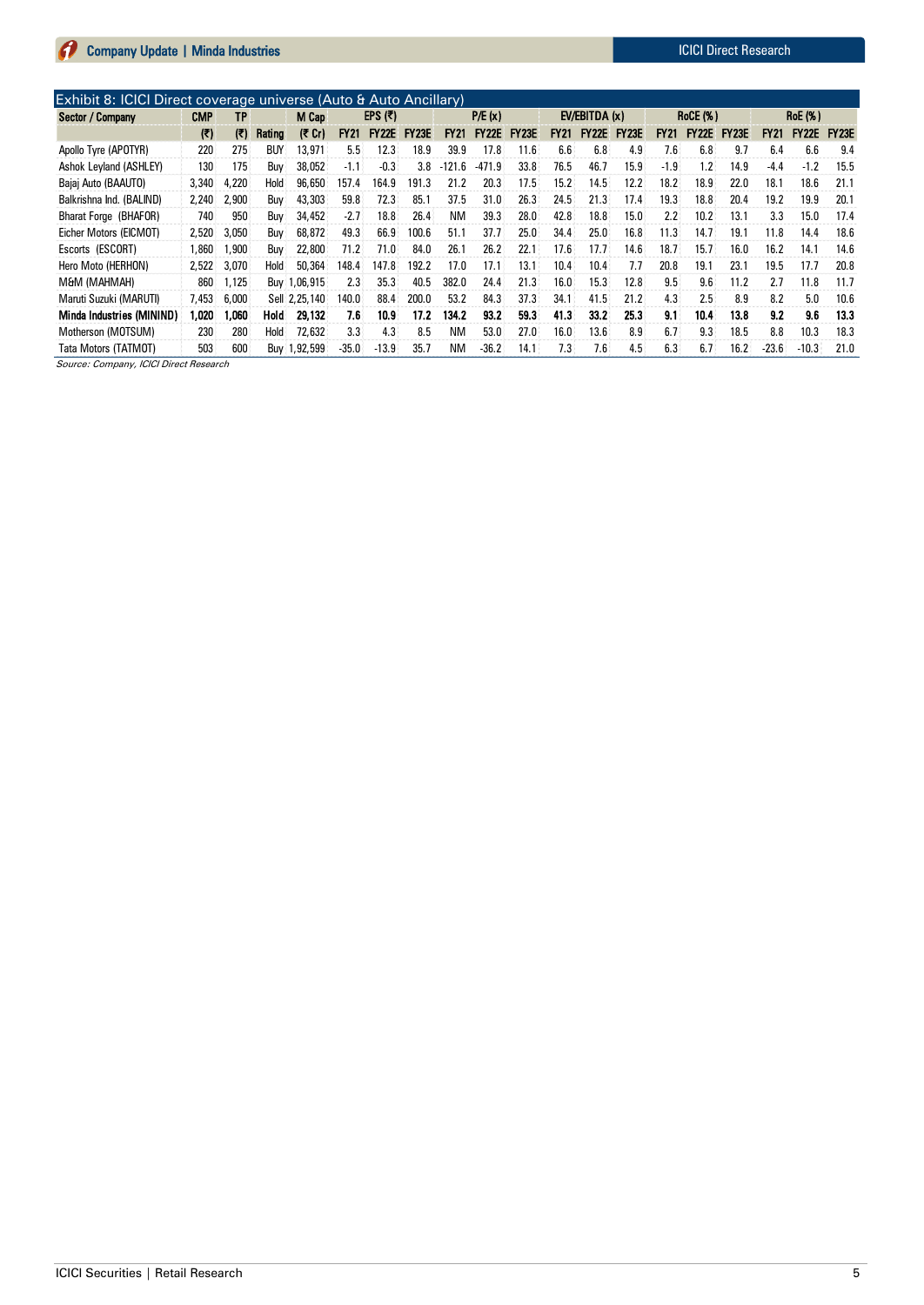## Exhibit 8: ICICI Direct coverage universe (Auto & Auto Ancillary)

| Sector / Company | CMP | TP | | M Cap | EPS (₹) | | | P/E (x) | | | EV/EBITDA (x) | | | RoCE (%) | | | RoE (%) | | |
|---|---|---|---|---|---|---|---|---|---|---|---|---|---|---|---|---|---|---|---|
| | (₹) | (₹) | Rating | (₹ Cr) | FY21 | FY22E | FY23E | FY21 | FY22E | FY23E | FY21 | FY22E | FY23E | FY21 | FY22E | FY23E | FY21 | FY22E | FY23E |
| Apollo Tyre (APOTYR) | 220 | 275 | BUY | 13,971 | 5.5 | 12.3 | 18.9 | 39.9 | 17.8 | 11.6 | 6.6 | 6.8 | 4.9 | 7.6 | 6.8 | 9.7 | 6.4 | 6.6 | 9.4 |
| Ashok Leyland (ASHLEY) | 130 | 175 | Buy | 38,052 | -1.1 | -0.3 | 3.8 | -121.6 | -471.9 | 33.8 | 76.5 | 46.7 | 15.9 | -1.9 | 1.2 | 14.9 | -4.4 | -1.2 | 15.5 |
| Bajaj Auto (BAAUTO) | 3,340 | 4,220 | Hold | 96,650 | 157.4 | 164.9 | 191.3 | 21.2 | 20.3 | 17.5 | 15.2 | 14.5 | 12.2 | 18.2 | 18.9 | 22.0 | 18.1 | 18.6 | 21.1 |
| Balkrishna Ind. (BALIND) | 2,240 | 2,900 | Buy | 43,303 | 59.8 | 72.3 | 85.1 | 37.5 | 31.0 | 26.3 | 24.5 | 21.3 | 17.4 | 19.3 | 18.8 | 20.4 | 19.2 | 19.9 | 20.1 |
| Bharat Forge (BHAFOR) | 740 | 950 | Buy | 34,452 | -2.7 | 18.8 | 26.4 | NM | 39.3 | 28.0 | 42.8 | 18.8 | 15.0 | 2.2 | 10.2 | 13.1 | 3.3 | 15.0 | 17.4 |
| Eicher Motors (EICMOT) | 2,520 | 3,050 | Buy | 68,872 | 49.3 | 66.9 | 100.6 | 51.1 | 37.7 | 25.0 | 34.4 | 25.0 | 16.8 | 11.3 | 14.7 | 19.1 | 11.8 | 14.4 | 18.6 |
| Escorts (ESCORT) | 1,860 | 1,900 | Buy | 22,800 | 71.2 | 71.0 | 84.0 | 26.1 | 26.2 | 22.1 | 17.6 | 17.7 | 14.6 | 18.7 | 15.7 | 16.0 | 16.2 | 14.1 | 14.6 |
| Hero Moto (HERHON) | 2,522 | 3,070 | Hold | 50,364 | 148.4 | 147.8 | 192.2 | 17.0 | 17.1 | 13.1 | 10.4 | 10.4 | 7.7 | 20.8 | 19.1 | 23.1 | 19.5 | 17.7 | 20.8 |
| M&M (MAHMAH) | 860 | 1,125 | Buy | 1,06,915 | 2.3 | 35.3 | 40.5 | 382.0 | 24.4 | 21.3 | 16.0 | 15.3 | 12.8 | 9.5 | 9.6 | 11.2 | 2.7 | 11.8 | 11.7 |
| Maruti Suzuki (MARUTI) | 7,453 | 6,000 | Sell | 2,25,140 | 140.0 | 88.4 | 200.0 | 53.2 | 84.3 | 37.3 | 34.1 | 41.5 | 21.2 | 4.3 | 2.5 | 8.9 | 8.2 | 5.0 | 10.6 |
| **Minda Industries (MININD)** | **1,020** | **1,060** | **Hold** | **29,132** | **7.6** | **10.9** | **17.2** | **134.2** | **93.2** | **59.3** | **41.3** | **33.2** | **25.3** | **9.1** | **10.4** | **13.8** | **9.2** | **9.6** | **13.3** |
| Motherson (MOTSUM) | 230 | 280 | Hold | 72,632 | 3.3 | 4.3 | 8.5 | NM | 53.0 | 27.0 | 16.0 | 13.6 | 8.9 | 6.7 | 9.3 | 18.5 | 8.8 | 10.3 | 18.3 |
| Tata Motors (TATMOT) | 503 | 600 | Buy | 1,92,599 | -35.0 | -13.9 | 35.7 | NM | -36.2 | 14.1 | 7.3 | 7.6 | 4.5 | 6.3 | 6.7 | 16.2 | -23.6 | -10.3 | 21.0 |

*Source: Company, ICICI Direct Research*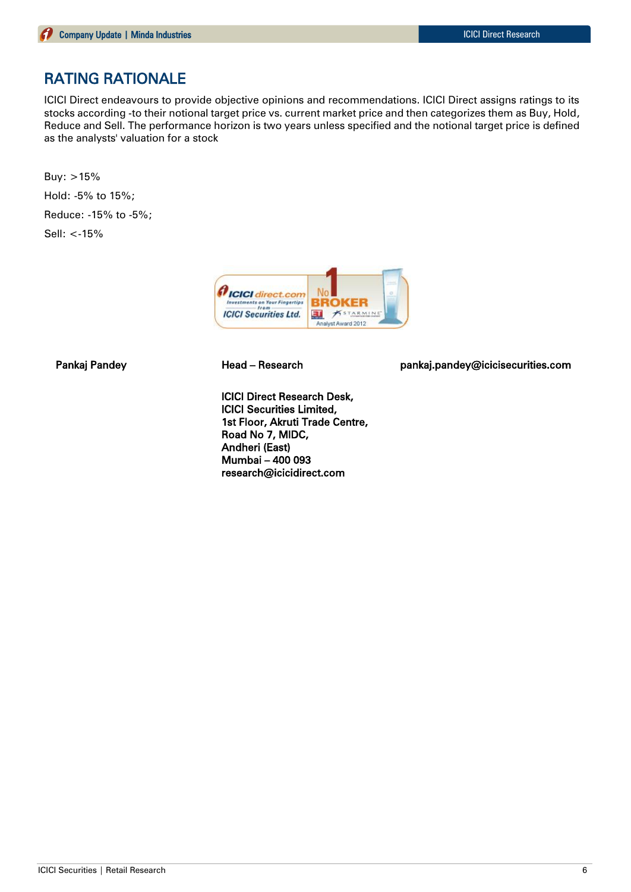## RATING RATIONALE

ICICI Direct endeavours to provide objective opinions and recommendations. ICICI Direct assigns ratings to its stocks according -to their notional target price vs. current market price and then categorizes them as Buy, Hold, Reduce and Sell. The performance horizon is two years unless specified and the notional target price is defined as the analysts' valuation for a stock

Buy: >15%

Hold: -5% to 15%;

Reduce: -15% to -5%;

Sell: <-15%

| Pankaj Pandey | Head – Research | pankaj.pandey@icicisecurities.com |
|---|---|---|

**ICICI Direct Research Desk,**
**ICICI Securities Limited,**
**1st Floor, Akruti Trade Centre,**
**Road No 7, MIDC,**
**Andheri (East)**
**Mumbai – 400 093**
**research@icicidirect.com**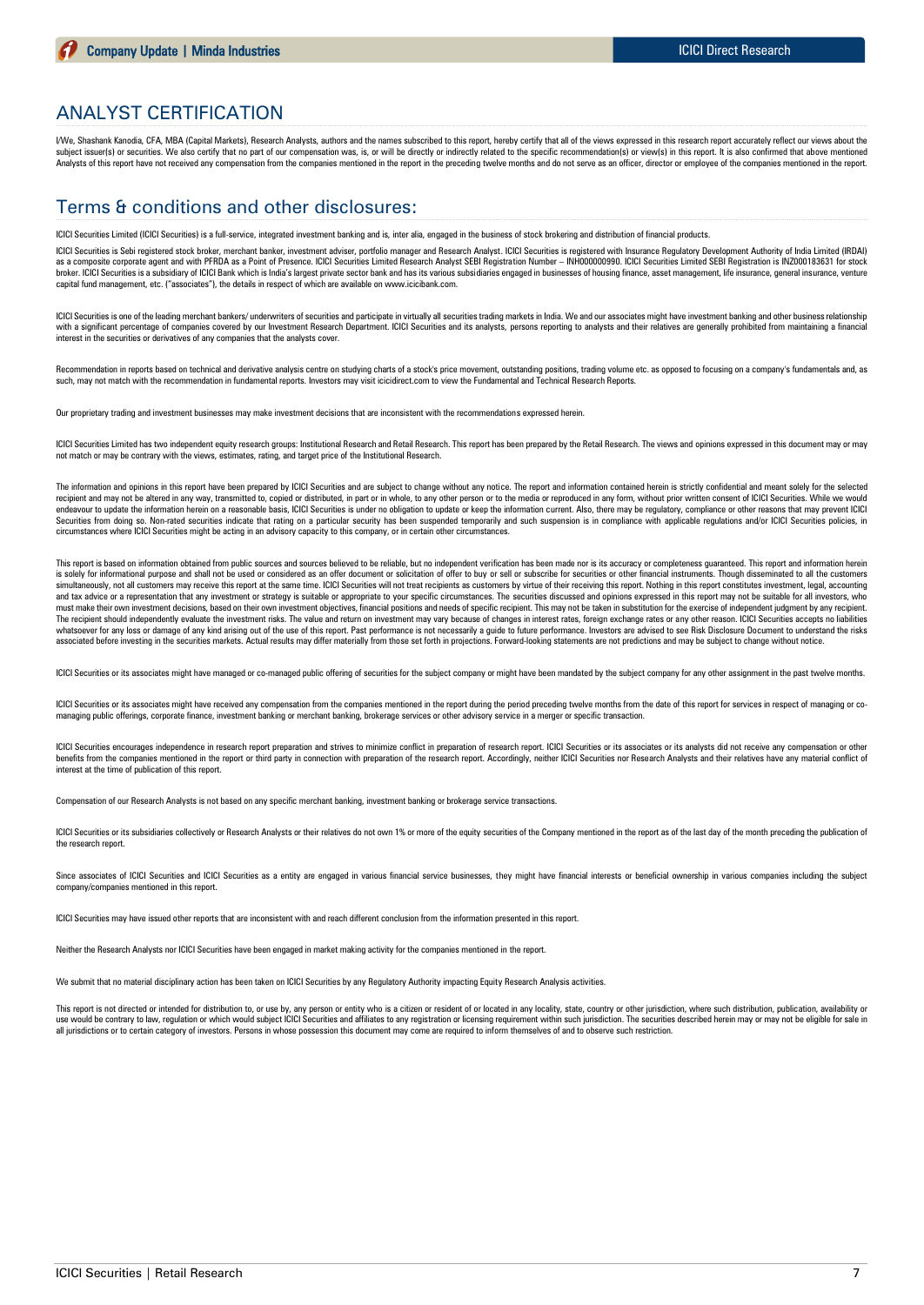## ANALYST CERTIFICATION

I/We, Shashank Kanodia, CFA, MBA (Capital Markets), Research Analysts, authors and the names subscribed to this report, hereby certify that all of the views expressed in this research report accurately reflect our views about the subject issuer(s) or securities. We also certify that no part of our compensation was, is, or will be directly or indirectly related to the specific recommendation(s) or view(s) in this report. It is also confirmed that above mentioned Analysts of this report have not received any compensation from the companies mentioned in the report in the preceding twelve months and do not serve as an officer, director or employee of the companies mentioned in the report.

## Terms & conditions and other disclosures:

ICICI Securities Limited (ICICI Securities) is a full-service, integrated investment banking and is, inter alia, engaged in the business of stock brokering and distribution of financial products.

ICICI Securities is Sebi registered stock broker, merchant banker, investment adviser, portfolio manager and Research Analyst. ICICI Securities is registered with Insurance Regulatory Development Authority of India Limited (IRDAI) as a composite corporate agent and with PFRDA as a Point of Presence. ICICI Securities Limited Research Analyst SEBI Registration Number – INH000000990. ICICI Securities Limited SEBI Registration is INZ000183631 for stock broker. ICICI Securities is a subsidiary of ICICI Bank which is India's largest private sector bank and has its various subsidiaries engaged in businesses of housing finance, asset management, life insurance, general insurance, venture capital fund management, etc. ("associates"), the details in respect of which are available on www.icicibank.com.

ICICI Securities is one of the leading merchant bankers/ underwriters of securities and participate in virtually all securities trading markets in India. We and our associates might have investment banking and other business relationship with a significant percentage of companies covered by our Investment Research Department. ICICI Securities and its analysts, persons reporting to analysts and their relatives are generally prohibited from maintaining a financial interest in the securities or derivatives of any companies that the analysts cover.

Recommendation in reports based on technical and derivative analysis centre on studying charts of a stock's price movement, outstanding positions, trading volume etc. as opposed to focusing on a company's fundamentals and, as such, may not match with the recommendation in fundamental reports. Investors may visit icicidirect.com to view the Fundamental and Technical Research Reports.

Our proprietary trading and investment businesses may make investment decisions that are inconsistent with the recommendations expressed herein.

ICICI Securities Limited has two independent equity research groups: Institutional Research and Retail Research. This report has been prepared by the Retail Research. The views and opinions expressed in this document may or may not match or may be contrary with the views, estimates, rating, and target price of the Institutional Research.

The information and opinions in this report have been prepared by ICICI Securities and are subject to change without any notice. The report and information contained herein is strictly confidential and meant solely for the selected recipient and may not be altered in any way, transmitted to, copied or distributed, in part or in whole, to any other person or to the media or reproduced in any form, without prior written consent of ICICI Securities. While we would endeavour to update the information herein on a reasonable basis, ICICI Securities is under no obligation to update or keep the information current. Also, there may be regulatory, compliance or other reasons that may prevent ICICI Securities from doing so. Non-rated securities indicate that rating on a particular security has been suspended temporarily and such suspension is in compliance with applicable regulations and/or ICICI Securities policies, in circumstances where ICICI Securities might be acting in an advisory capacity to this company, or in certain other circumstances.

This report is based on information obtained from public sources and sources believed to be reliable, but no independent verification has been made nor is its accuracy or completeness guaranteed. This report and information herein is solely for informational purpose and shall not be used or considered as an offer document or solicitation of offer to buy or sell or subscribe for securities or other financial instruments. Though disseminated to all the customers simultaneously, not all customers may receive this report at the same time. ICICI Securities will not treat recipients as customers by virtue of their receiving this report. Nothing in this report constitutes investment, legal, accounting and tax advice or a representation that any investment or strategy is suitable or appropriate to your specific circumstances. The securities discussed and opinions expressed in this report may not be suitable for all investors, who must make their own investment decisions, based on their own investment objectives, financial positions and needs of specific recipient. This may not be taken in substitution for the exercise of independent judgment by any recipient. The recipient should independently evaluate the investment risks. The value and return on investment may vary because of changes in interest rates, foreign exchange rates or any other reason. ICICI Securities accepts no liabilities whatsoever for any loss or damage of any kind arising out of the use of this report. Past performance is not necessarily a guide to future performance. Investors are advised to see Risk Disclosure Document to understand the risks associated before investing in the securities markets. Actual results may differ materially from those set forth in projections. Forward-looking statements are not predictions and may be subject to change without notice.

ICICI Securities or its associates might have managed or co-managed public offering of securities for the subject company or might have been mandated by the subject company for any other assignment in the past twelve months.

ICICI Securities or its associates might have received any compensation from the companies mentioned in the report during the period preceding twelve months from the date of this report for services in respect of managing or co-managing public offerings, corporate finance, investment banking or merchant banking, brokerage services or other advisory service in a merger or specific transaction.

ICICI Securities encourages independence in research report preparation and strives to minimize conflict in preparation of research report. ICICI Securities or its associates or its analysts did not receive any compensation or other benefits from the companies mentioned in the report or third party in connection with preparation of the research report. Accordingly, neither ICICI Securities nor Research Analysts and their relatives have any material conflict of interest at the time of publication of this report.

Compensation of our Research Analysts is not based on any specific merchant banking, investment banking or brokerage service transactions.

ICICI Securities or its subsidiaries collectively or Research Analysts or their relatives do not own 1% or more of the equity securities of the Company mentioned in the report as of the last day of the month preceding the publication of the research report.

Since associates of ICICI Securities and ICICI Securities as a entity are engaged in various financial service businesses, they might have financial interests or beneficial ownership in various companies including the subject company/companies mentioned in this report.

ICICI Securities may have issued other reports that are inconsistent with and reach different conclusion from the information presented in this report.

Neither the Research Analysts nor ICICI Securities have been engaged in market making activity for the companies mentioned in the report.

We submit that no material disciplinary action has been taken on ICICI Securities by any Regulatory Authority impacting Equity Research Analysis activities.

This report is not directed or intended for distribution to, or use by, any person or entity who is a citizen or resident of or located in any locality, state, country or other jurisdiction, where such distribution, publication, availability or use would be contrary to law, regulation or which would subject ICICI Securities and affiliates to any registration or licensing requirement within such jurisdiction. The securities described herein may or may not be eligible for sale in all jurisdictions or to certain category of investors. Persons in whose possession this document may come are required to inform themselves of and to observe such restriction.